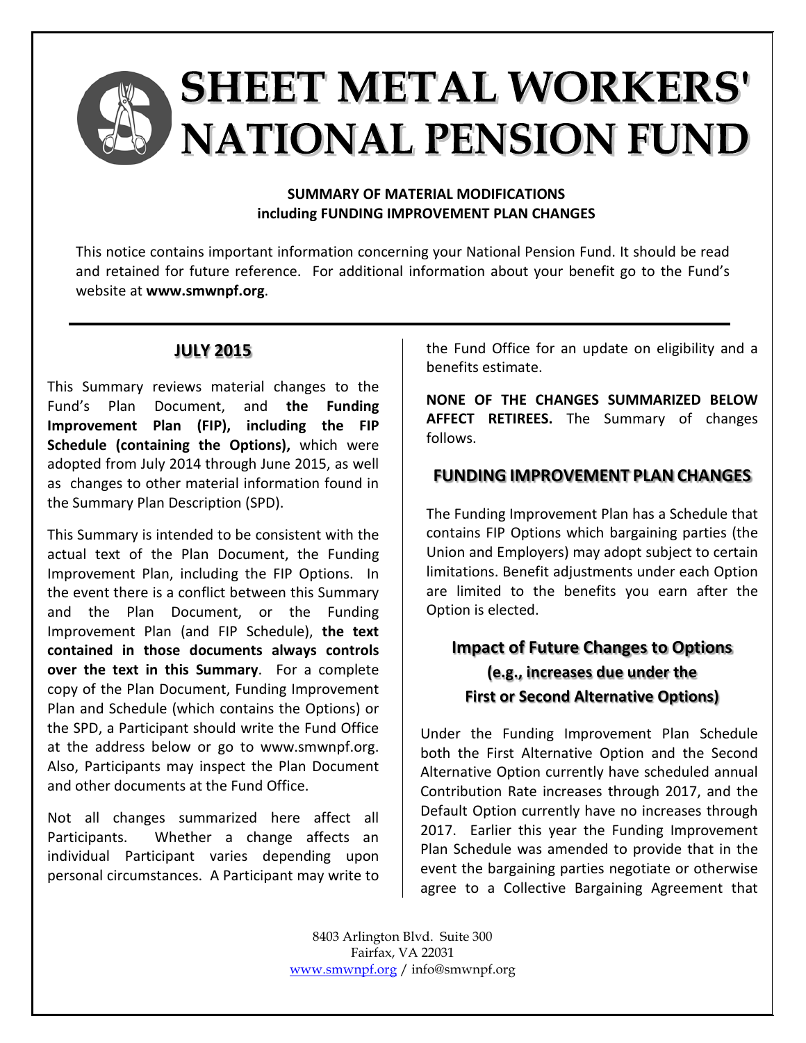# SHEET METAL WORKERS' NATIONAL PENSION FUND

**SUMMARY OF MATERIAL MODIFICATIONS**
**including FUNDING IMPROVEMENT PLAN CHANGES**

This notice contains important information concerning your National Pension Fund. It should be read and retained for future reference. For additional information about your benefit go to the Fund's website at **www.smwnpf.org**.

---

## JULY 2015

This Summary reviews material changes to the Fund's Plan Document, and **the Funding Improvement Plan (FIP), including the FIP Schedule (containing the Options),** which were adopted from July 2014 through June 2015, as well as changes to other material information found in the Summary Plan Description (SPD).

This Summary is intended to be consistent with the actual text of the Plan Document, the Funding Improvement Plan, including the FIP Options. In the event there is a conflict between this Summary and the Plan Document, or the Funding Improvement Plan (and FIP Schedule), **the text contained in those documents always controls over the text in this Summary**. For a complete copy of the Plan Document, Funding Improvement Plan and Schedule (which contains the Options) or the SPD, a Participant should write the Fund Office at the address below or go to www.smwnpf.org. Also, Participants may inspect the Plan Document and other documents at the Fund Office.

Not all changes summarized here affect all Participants. Whether a change affects an individual Participant varies depending upon personal circumstances. A Participant may write to the Fund Office for an update on eligibility and a benefits estimate.

**NONE OF THE CHANGES SUMMARIZED BELOW AFFECT RETIREES.** The Summary of changes follows.

## FUNDING IMPROVEMENT PLAN CHANGES

The Funding Improvement Plan has a Schedule that contains FIP Options which bargaining parties (the Union and Employers) may adopt subject to certain limitations. Benefit adjustments under each Option are limited to the benefits you earn after the Option is elected.

### Impact of Future Changes to Options (e.g., increases due under the First or Second Alternative Options)

Under the Funding Improvement Plan Schedule both the First Alternative Option and the Second Alternative Option currently have scheduled annual Contribution Rate increases through 2017, and the Default Option currently have no increases through 2017. Earlier this year the Funding Improvement Plan Schedule was amended to provide that in the event the bargaining parties negotiate or otherwise agree to a Collective Bargaining Agreement that

8403 Arlington Blvd. Suite 300
Fairfax, VA 22031
www.smwnpf.org / info@smwnpf.org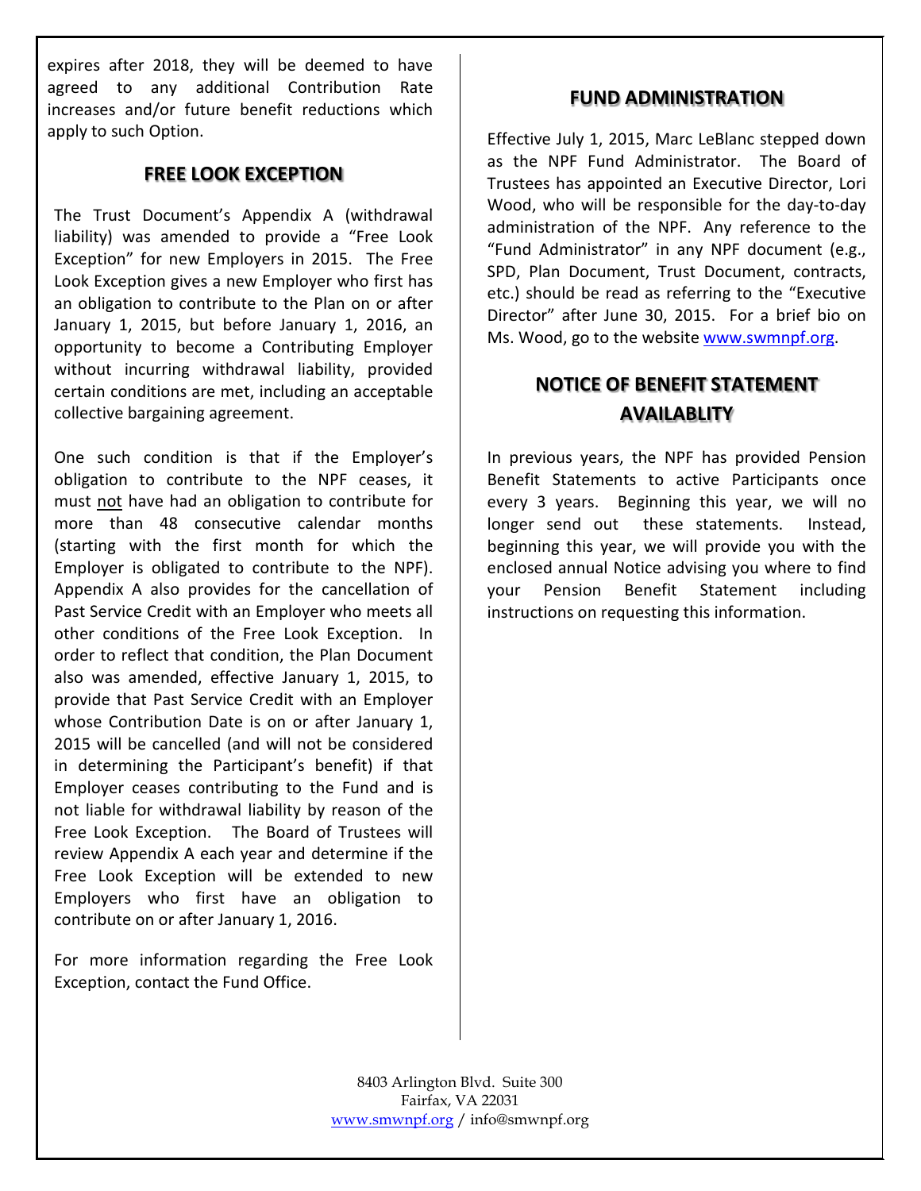expires after 2018, they will be deemed to have agreed to any additional Contribution Rate increases and/or future benefit reductions which apply to such Option.

## FREE LOOK EXCEPTION

The Trust Document's Appendix A (withdrawal liability) was amended to provide a "Free Look Exception" for new Employers in 2015. The Free Look Exception gives a new Employer who first has an obligation to contribute to the Plan on or after January 1, 2015, but before January 1, 2016, an opportunity to become a Contributing Employer without incurring withdrawal liability, provided certain conditions are met, including an acceptable collective bargaining agreement.

One such condition is that if the Employer's obligation to contribute to the NPF ceases, it must not have had an obligation to contribute for more than 48 consecutive calendar months (starting with the first month for which the Employer is obligated to contribute to the NPF). Appendix A also provides for the cancellation of Past Service Credit with an Employer who meets all other conditions of the Free Look Exception. In order to reflect that condition, the Plan Document also was amended, effective January 1, 2015, to provide that Past Service Credit with an Employer whose Contribution Date is on or after January 1, 2015 will be cancelled (and will not be considered in determining the Participant's benefit) if that Employer ceases contributing to the Fund and is not liable for withdrawal liability by reason of the Free Look Exception. The Board of Trustees will review Appendix A each year and determine if the Free Look Exception will be extended to new Employers who first have an obligation to contribute on or after January 1, 2016.

For more information regarding the Free Look Exception, contact the Fund Office.

## FUND ADMINISTRATION

Effective July 1, 2015, Marc LeBlanc stepped down as the NPF Fund Administrator. The Board of Trustees has appointed an Executive Director, Lori Wood, who will be responsible for the day-to-day administration of the NPF. Any reference to the "Fund Administrator" in any NPF document (e.g., SPD, Plan Document, Trust Document, contracts, etc.) should be read as referring to the "Executive Director" after June 30, 2015. For a brief bio on Ms. Wood, go to the website www.swmnpf.org.

## NOTICE OF BENEFIT STATEMENT AVAILABLITY

In previous years, the NPF has provided Pension Benefit Statements to active Participants once every 3 years. Beginning this year, we will no longer send out these statements. Instead, beginning this year, we will provide you with the enclosed annual Notice advising you where to find your Pension Benefit Statement including instructions on requesting this information.

8403 Arlington Blvd. Suite 300
Fairfax, VA 22031
www.smwnpf.org / info@smwnpf.org